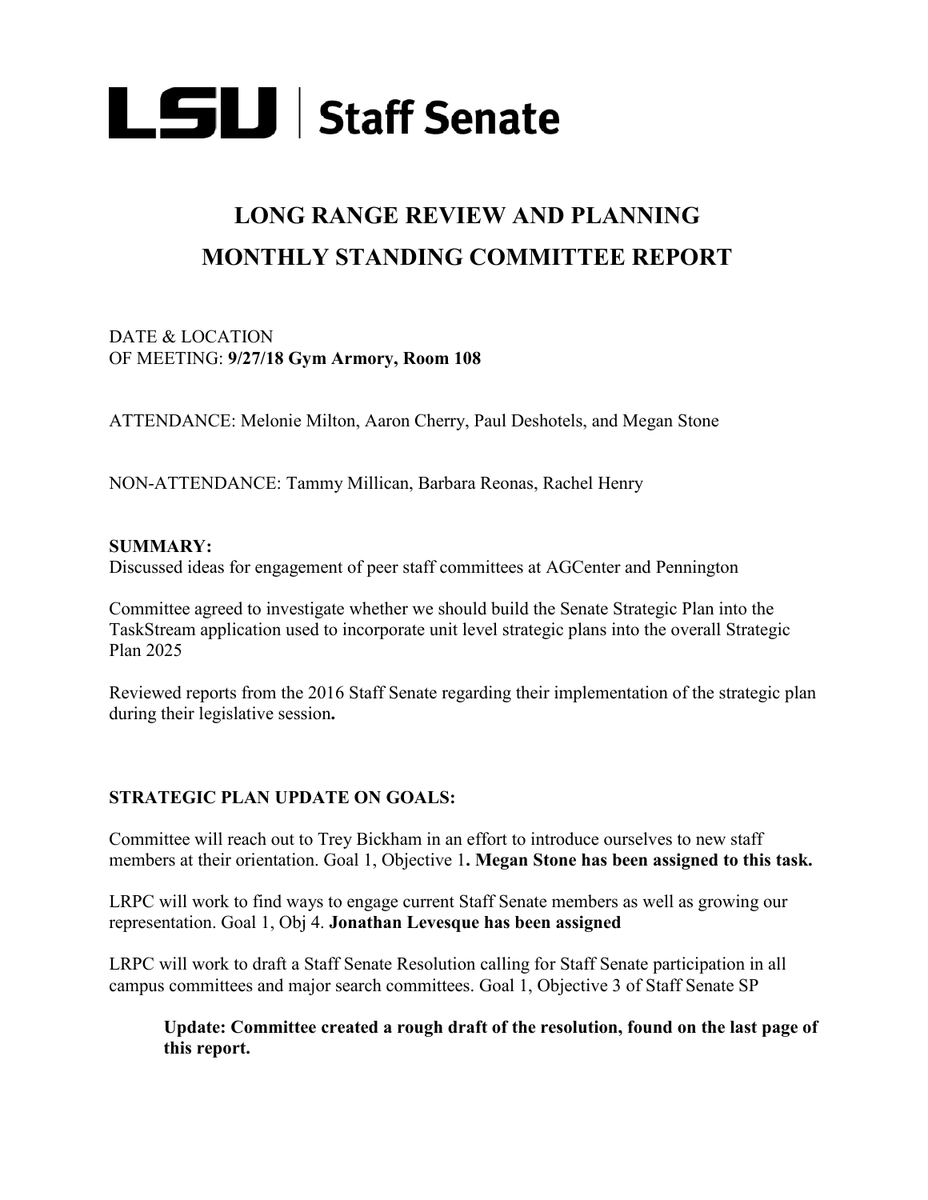# LSU | Staff Senate

## LONG RANGE REVIEW AND PLANNING
## MONTHLY STANDING COMMITTEE REPORT

DATE & LOCATION
OF MEETING: **9/27/18 Gym Armory, Room 108**

ATTENDANCE: Melonie Milton, Aaron Cherry, Paul Deshotels, and Megan Stone

NON-ATTENDANCE: Tammy Millican, Barbara Reonas, Rachel Henry

**SUMMARY:**

Discussed ideas for engagement of peer staff committees at AGCenter and Pennington

Committee agreed to investigate whether we should build the Senate Strategic Plan into the TaskStream application used to incorporate unit level strategic plans into the overall Strategic Plan 2025

Reviewed reports from the 2016 Staff Senate regarding their implementation of the strategic plan during their legislative session**.**

**STRATEGIC PLAN UPDATE ON GOALS:**

Committee will reach out to Trey Bickham in an effort to introduce ourselves to new staff members at their orientation. Goal 1, Objective 1**. Megan Stone has been assigned to this task.**

LRPC will work to find ways to engage current Staff Senate members as well as growing our representation. Goal 1, Obj 4. **Jonathan Levesque has been assigned**

LRPC will work to draft a Staff Senate Resolution calling for Staff Senate participation in all campus committees and major search committees. Goal 1, Objective 3 of Staff Senate SP

> **Update: Committee created a rough draft of the resolution, found on the last page of this report.**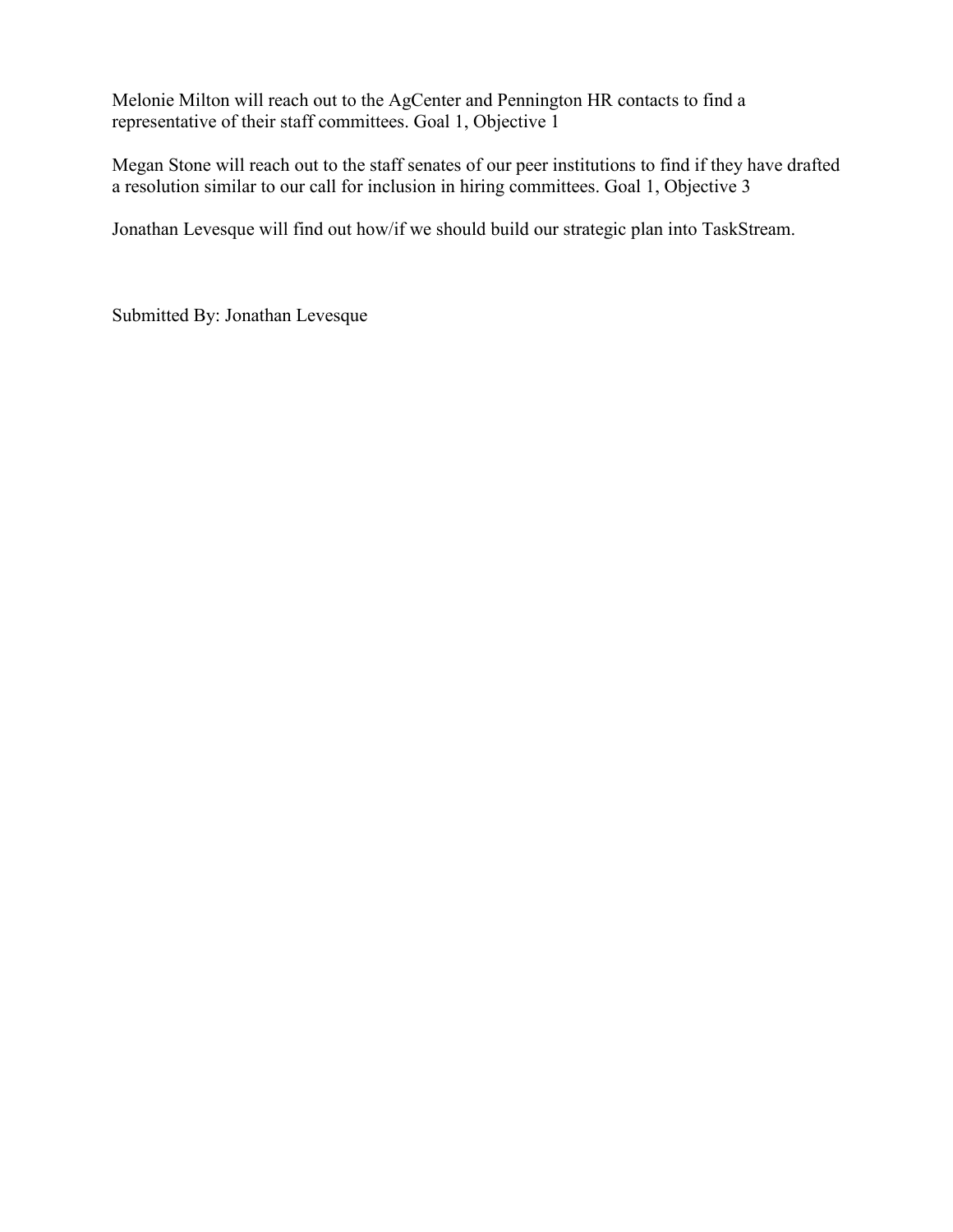Melonie Milton will reach out to the AgCenter and Pennington HR contacts to find a representative of their staff committees. Goal 1, Objective 1

Megan Stone will reach out to the staff senates of our peer institutions to find if they have drafted a resolution similar to our call for inclusion in hiring committees. Goal 1, Objective 3

Jonathan Levesque will find out how/if we should build our strategic plan into TaskStream.

Submitted By: Jonathan Levesque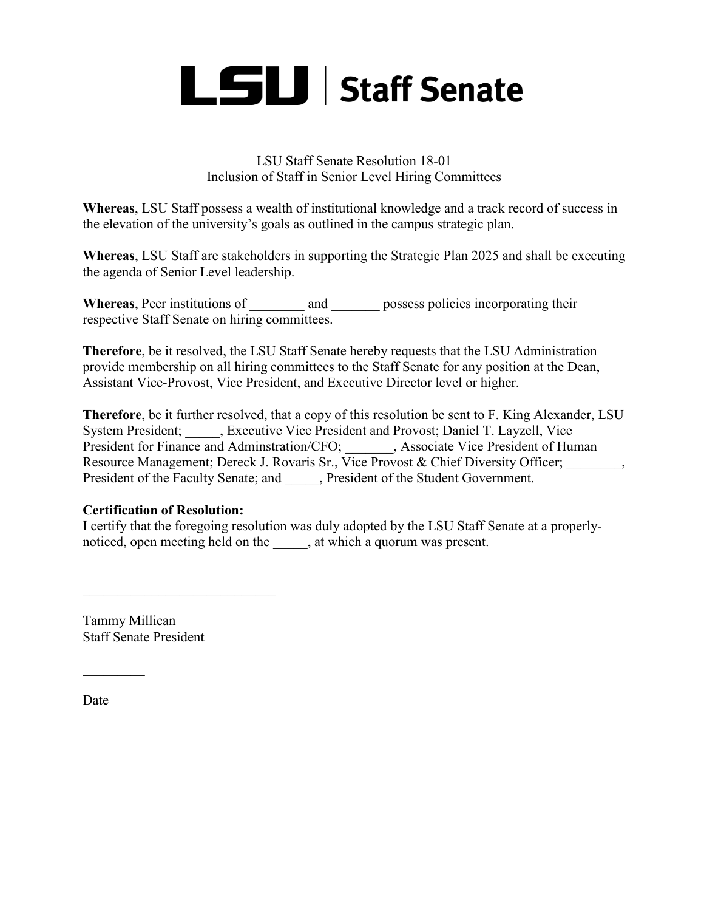# LSU | Staff Senate

LSU Staff Senate Resolution 18-01
Inclusion of Staff in Senior Level Hiring Committees

**Whereas**, LSU Staff possess a wealth of institutional knowledge and a track record of success in the elevation of the university's goals as outlined in the campus strategic plan.

**Whereas**, LSU Staff are stakeholders in supporting the Strategic Plan 2025 and shall be executing the agenda of Senior Level leadership.

**Whereas**, Peer institutions of ________ and _______ possess policies incorporating their respective Staff Senate on hiring committees.

**Therefore**, be it resolved, the LSU Staff Senate hereby requests that the LSU Administration provide membership on all hiring committees to the Staff Senate for any position at the Dean, Assistant Vice-Provost, Vice President, and Executive Director level or higher.

**Therefore**, be it further resolved, that a copy of this resolution be sent to F. King Alexander, LSU System President; _____, Executive Vice President and Provost; Daniel T. Layzell, Vice President for Finance and Adminstration/CFO; _______, Associate Vice President of Human Resource Management; Dereck J. Rovaris Sr., Vice Provost & Chief Diversity Officer; ________, President of the Faculty Senate; and _____, President of the Student Government.

**Certification of Resolution:**
I certify that the foregoing resolution was duly adopted by the LSU Staff Senate at a properly-noticed, open meeting held on the _____, at which a quorum was present.

____________________________

Tammy Millican
Staff Senate President

_________

Date